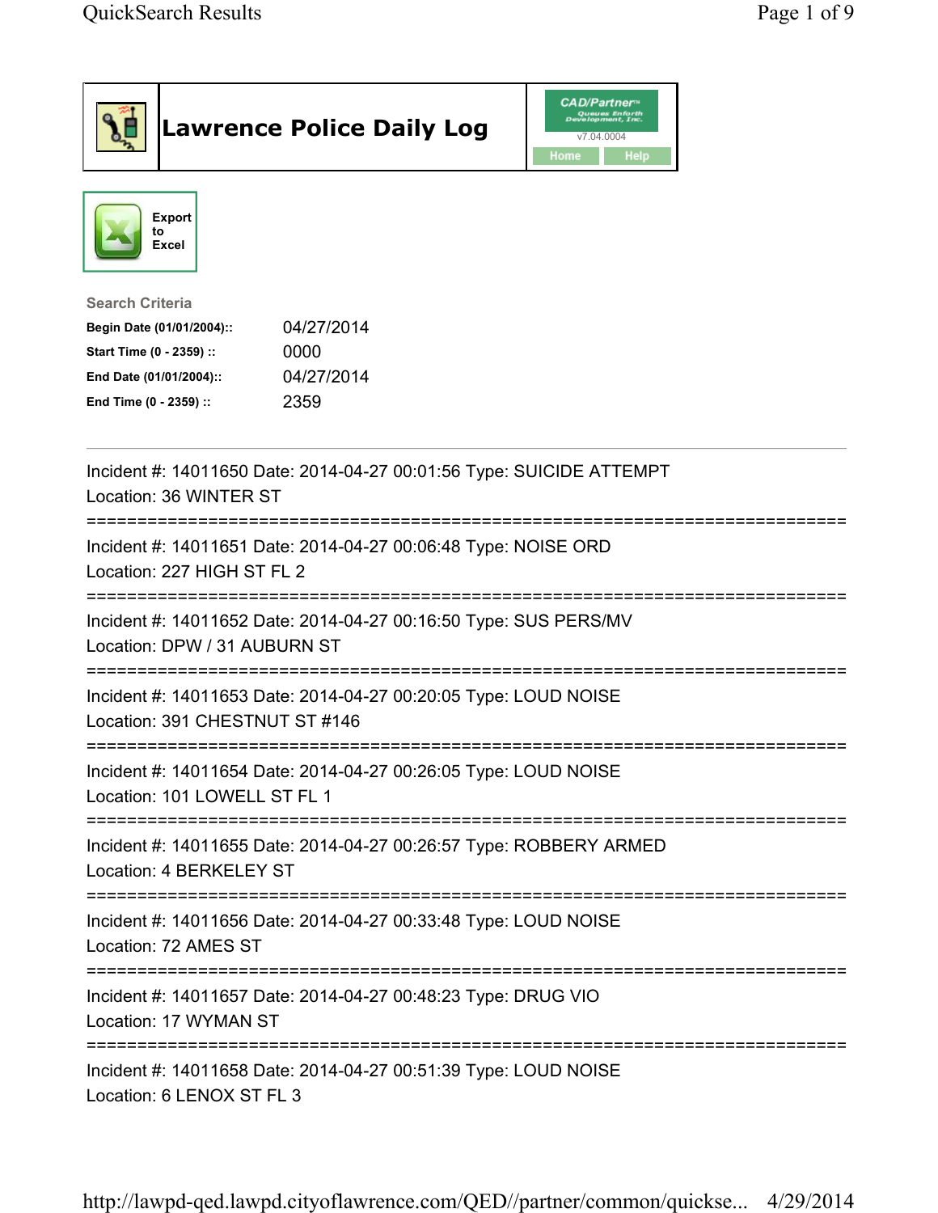# Lawrence Police Daily Log

CAD/Partner
v7.04.0004
Home Help

Export to Excel

**Search Criteria**

| | |
|---|---|
| **Begin Date (01/01/2004)::** | 04/27/2014 |
| **Start Time (0 - 2359) ::** | 0000 |
| **End Date (01/01/2004)::** | 04/27/2014 |
| **End Time (0 - 2359) ::** | 2359 |

---

Incident #: 14011650 Date: 2014-04-27 00:01:56 Type: SUICIDE ATTEMPT
Location: 36 WINTER ST

===========================================================================

Incident #: 14011651 Date: 2014-04-27 00:06:48 Type: NOISE ORD
Location: 227 HIGH ST FL 2

===========================================================================

Incident #: 14011652 Date: 2014-04-27 00:16:50 Type: SUS PERS/MV
Location: DPW / 31 AUBURN ST

===========================================================================

Incident #: 14011653 Date: 2014-04-27 00:20:05 Type: LOUD NOISE
Location: 391 CHESTNUT ST #146

===========================================================================

Incident #: 14011654 Date: 2014-04-27 00:26:05 Type: LOUD NOISE
Location: 101 LOWELL ST FL 1

===========================================================================

Incident #: 14011655 Date: 2014-04-27 00:26:57 Type: ROBBERY ARMED
Location: 4 BERKELEY ST

===========================================================================

Incident #: 14011656 Date: 2014-04-27 00:33:48 Type: LOUD NOISE
Location: 72 AMES ST

===========================================================================

Incident #: 14011657 Date: 2014-04-27 00:48:23 Type: DRUG VIO
Location: 17 WYMAN ST

===========================================================================

Incident #: 14011658 Date: 2014-04-27 00:51:39 Type: LOUD NOISE
Location: 6 LENOX ST FL 3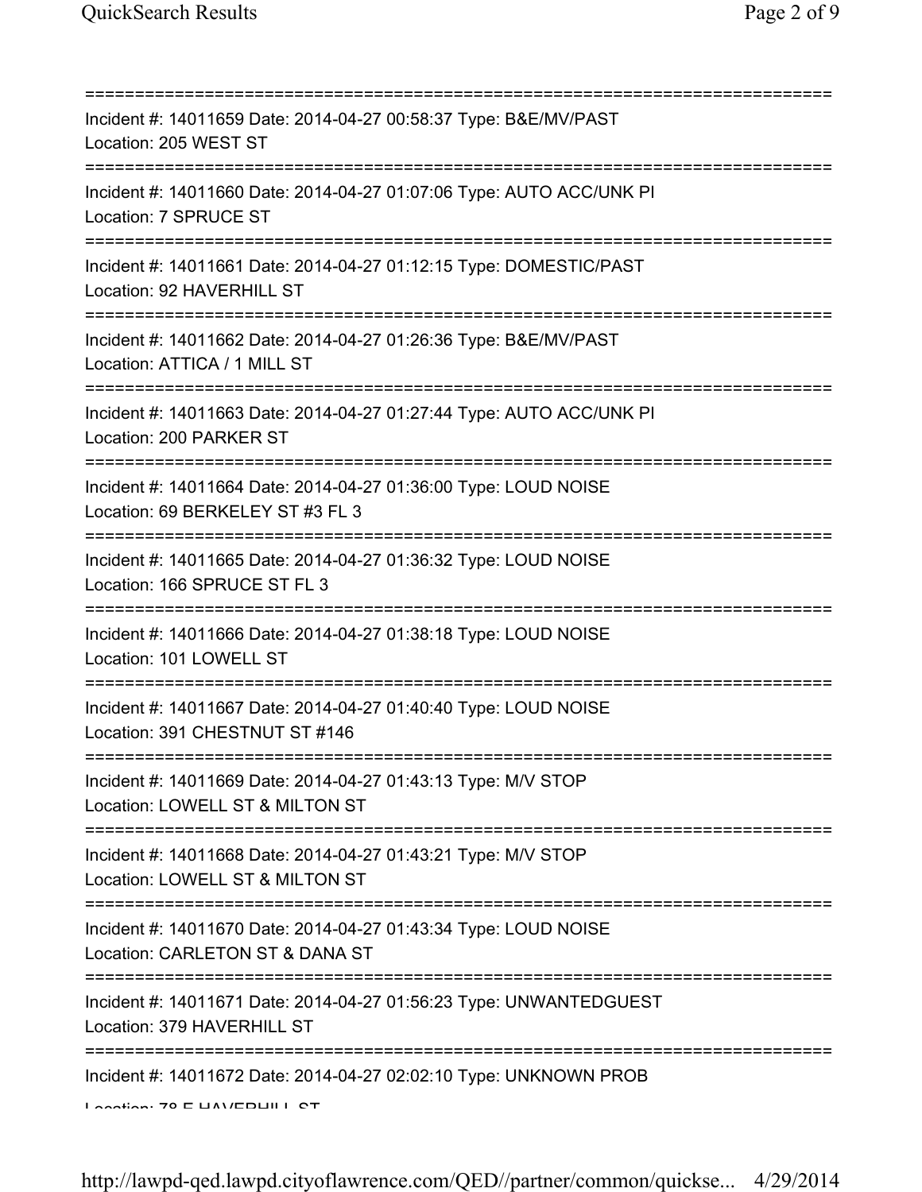===========================================================================
Incident #: 14011659 Date: 2014-04-27 00:58:37 Type: B&E/MV/PAST
Location: 205 WEST ST
===========================================================================
Incident #: 14011660 Date: 2014-04-27 01:07:06 Type: AUTO ACC/UNK PI
Location: 7 SPRUCE ST
===========================================================================
Incident #: 14011661 Date: 2014-04-27 01:12:15 Type: DOMESTIC/PAST
Location: 92 HAVERHILL ST
===========================================================================
Incident #: 14011662 Date: 2014-04-27 01:26:36 Type: B&E/MV/PAST
Location: ATTICA / 1 MILL ST
===========================================================================
Incident #: 14011663 Date: 2014-04-27 01:27:44 Type: AUTO ACC/UNK PI
Location: 200 PARKER ST
===========================================================================
Incident #: 14011664 Date: 2014-04-27 01:36:00 Type: LOUD NOISE
Location: 69 BERKELEY ST #3 FL 3
===========================================================================
Incident #: 14011665 Date: 2014-04-27 01:36:32 Type: LOUD NOISE
Location: 166 SPRUCE ST FL 3
===========================================================================
Incident #: 14011666 Date: 2014-04-27 01:38:18 Type: LOUD NOISE
Location: 101 LOWELL ST
===========================================================================
Incident #: 14011667 Date: 2014-04-27 01:40:40 Type: LOUD NOISE
Location: 391 CHESTNUT ST #146
===========================================================================
Incident #: 14011669 Date: 2014-04-27 01:43:13 Type: M/V STOP
Location: LOWELL ST & MILTON ST
===========================================================================
Incident #: 14011668 Date: 2014-04-27 01:43:21 Type: M/V STOP
Location: LOWELL ST & MILTON ST
===========================================================================
Incident #: 14011670 Date: 2014-04-27 01:43:34 Type: LOUD NOISE
Location: CARLETON ST & DANA ST
===========================================================================
Incident #: 14011671 Date: 2014-04-27 01:56:23 Type: UNWANTEDGUEST
Location: 379 HAVERHILL ST
===========================================================================
Incident #: 14011672 Date: 2014-04-27 02:02:10 Type: UNKNOWN PROB
Location: 78 E HAVERHILL ST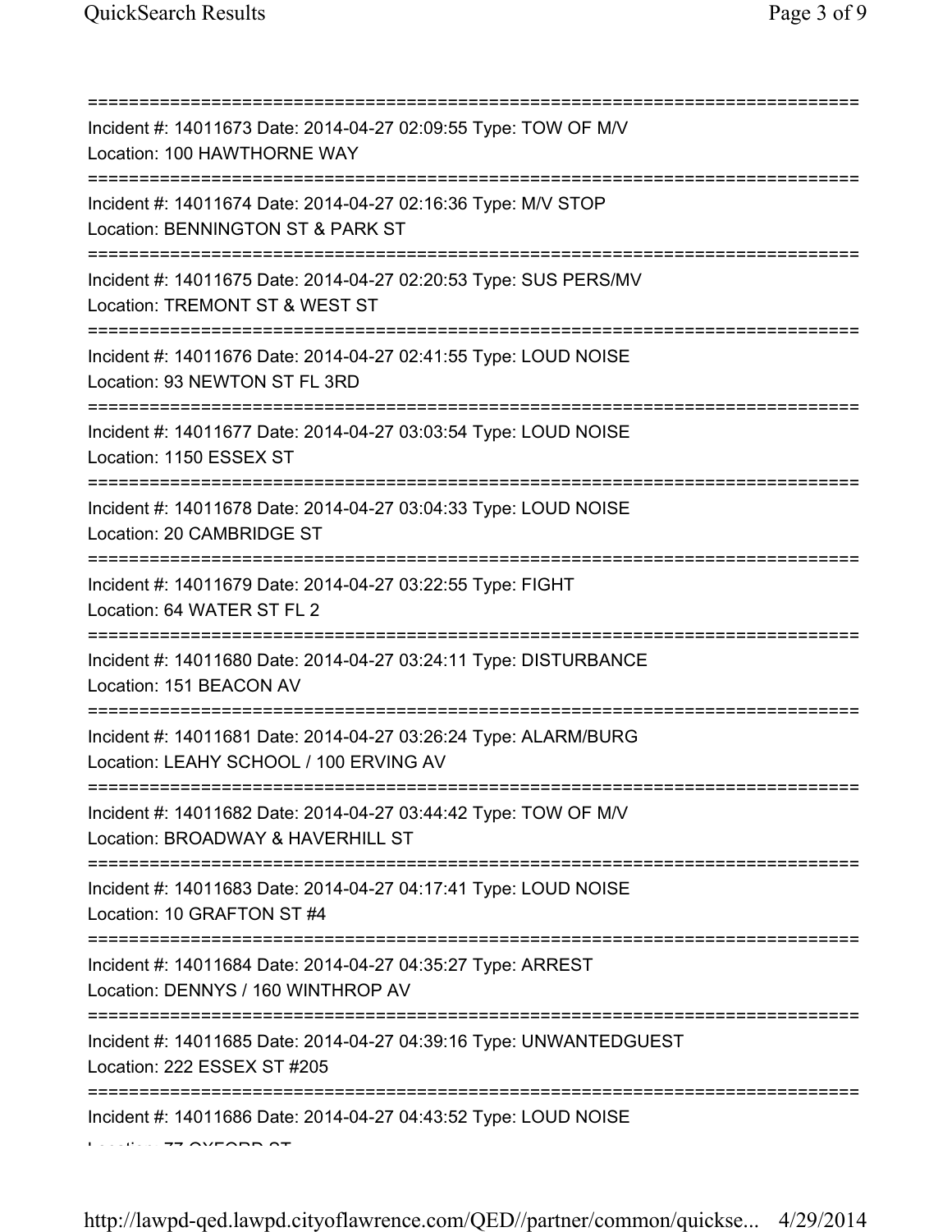===========================================================================
Incident #: 14011673 Date: 2014-04-27 02:09:55 Type: TOW OF M/V
Location: 100 HAWTHORNE WAY
===========================================================================
Incident #: 14011674 Date: 2014-04-27 02:16:36 Type: M/V STOP
Location: BENNINGTON ST & PARK ST
===========================================================================
Incident #: 14011675 Date: 2014-04-27 02:20:53 Type: SUS PERS/MV
Location: TREMONT ST & WEST ST
===========================================================================
Incident #: 14011676 Date: 2014-04-27 02:41:55 Type: LOUD NOISE
Location: 93 NEWTON ST FL 3RD
===========================================================================
Incident #: 14011677 Date: 2014-04-27 03:03:54 Type: LOUD NOISE
Location: 1150 ESSEX ST
===========================================================================
Incident #: 14011678 Date: 2014-04-27 03:04:33 Type: LOUD NOISE
Location: 20 CAMBRIDGE ST
===========================================================================
Incident #: 14011679 Date: 2014-04-27 03:22:55 Type: FIGHT
Location: 64 WATER ST FL 2
===========================================================================
Incident #: 14011680 Date: 2014-04-27 03:24:11 Type: DISTURBANCE
Location: 151 BEACON AV
===========================================================================
Incident #: 14011681 Date: 2014-04-27 03:26:24 Type: ALARM/BURG
Location: LEAHY SCHOOL / 100 ERVING AV
===========================================================================
Incident #: 14011682 Date: 2014-04-27 03:44:42 Type: TOW OF M/V
Location: BROADWAY & HAVERHILL ST
===========================================================================
Incident #: 14011683 Date: 2014-04-27 04:17:41 Type: LOUD NOISE
Location: 10 GRAFTON ST #4
===========================================================================
Incident #: 14011684 Date: 2014-04-27 04:35:27 Type: ARREST
Location: DENNYS / 160 WINTHROP AV
===========================================================================
Incident #: 14011685 Date: 2014-04-27 04:39:16 Type: UNWANTEDGUEST
Location: 222 ESSEX ST #205
===========================================================================
Incident #: 14011686 Date: 2014-04-27 04:43:52 Type: LOUD NOISE
Location: 77 OXFORD ST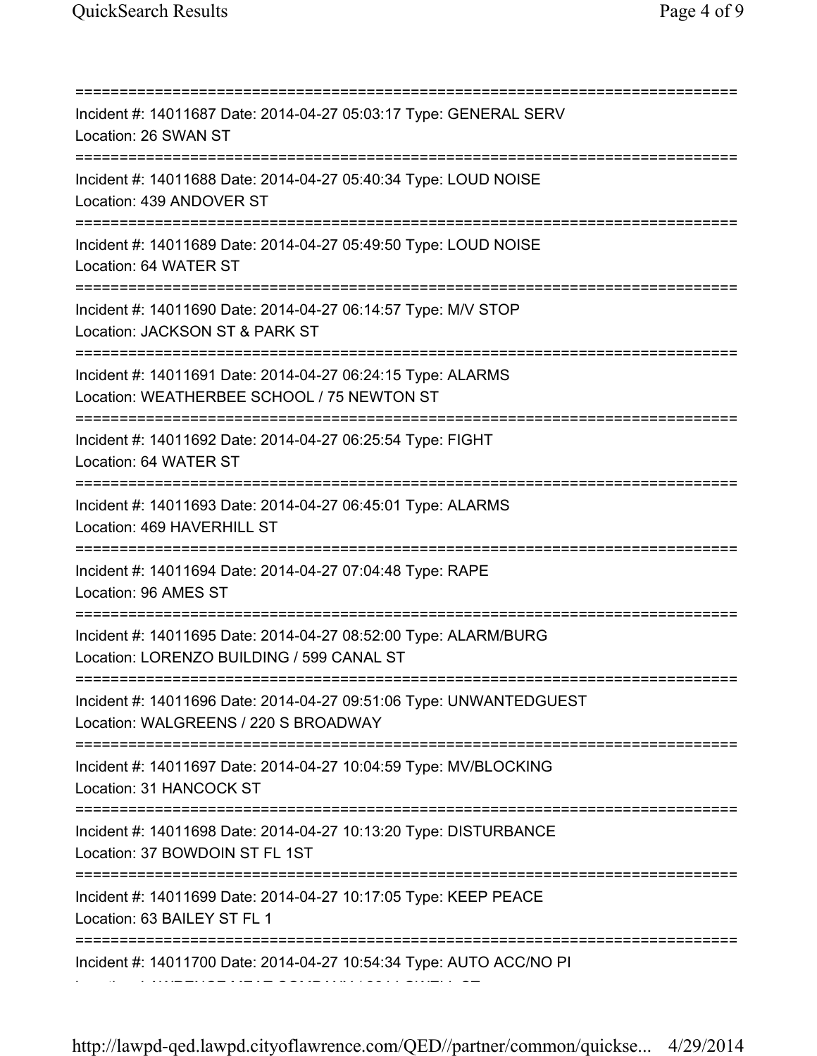===========================================================================

Incident #: 14011687 Date: 2014-04-27 05:03:17 Type: GENERAL SERV
Location: 26 SWAN ST

===========================================================================

Incident #: 14011688 Date: 2014-04-27 05:40:34 Type: LOUD NOISE
Location: 439 ANDOVER ST

===========================================================================

Incident #: 14011689 Date: 2014-04-27 05:49:50 Type: LOUD NOISE
Location: 64 WATER ST

===========================================================================

Incident #: 14011690 Date: 2014-04-27 06:14:57 Type: M/V STOP
Location: JACKSON ST & PARK ST

===========================================================================

Incident #: 14011691 Date: 2014-04-27 06:24:15 Type: ALARMS
Location: WEATHERBEE SCHOOL / 75 NEWTON ST

===========================================================================

Incident #: 14011692 Date: 2014-04-27 06:25:54 Type: FIGHT
Location: 64 WATER ST

===========================================================================

Incident #: 14011693 Date: 2014-04-27 06:45:01 Type: ALARMS
Location: 469 HAVERHILL ST

===========================================================================

Incident #: 14011694 Date: 2014-04-27 07:04:48 Type: RAPE
Location: 96 AMES ST

===========================================================================

Incident #: 14011695 Date: 2014-04-27 08:52:00 Type: ALARM/BURG
Location: LORENZO BUILDING / 599 CANAL ST

===========================================================================

Incident #: 14011696 Date: 2014-04-27 09:51:06 Type: UNWANTEDGUEST
Location: WALGREENS / 220 S BROADWAY

===========================================================================

Incident #: 14011697 Date: 2014-04-27 10:04:59 Type: MV/BLOCKING
Location: 31 HANCOCK ST

===========================================================================

Incident #: 14011698 Date: 2014-04-27 10:13:20 Type: DISTURBANCE
Location: 37 BOWDOIN ST FL 1ST

===========================================================================

Incident #: 14011699 Date: 2014-04-27 10:17:05 Type: KEEP PEACE
Location: 63 BAILEY ST FL 1

===========================================================================

Incident #: 14011700 Date: 2014-04-27 10:54:34 Type: AUTO ACC/NO PI
Location: LAWRENCE MEAT COMPANY / 39 LOWELL ST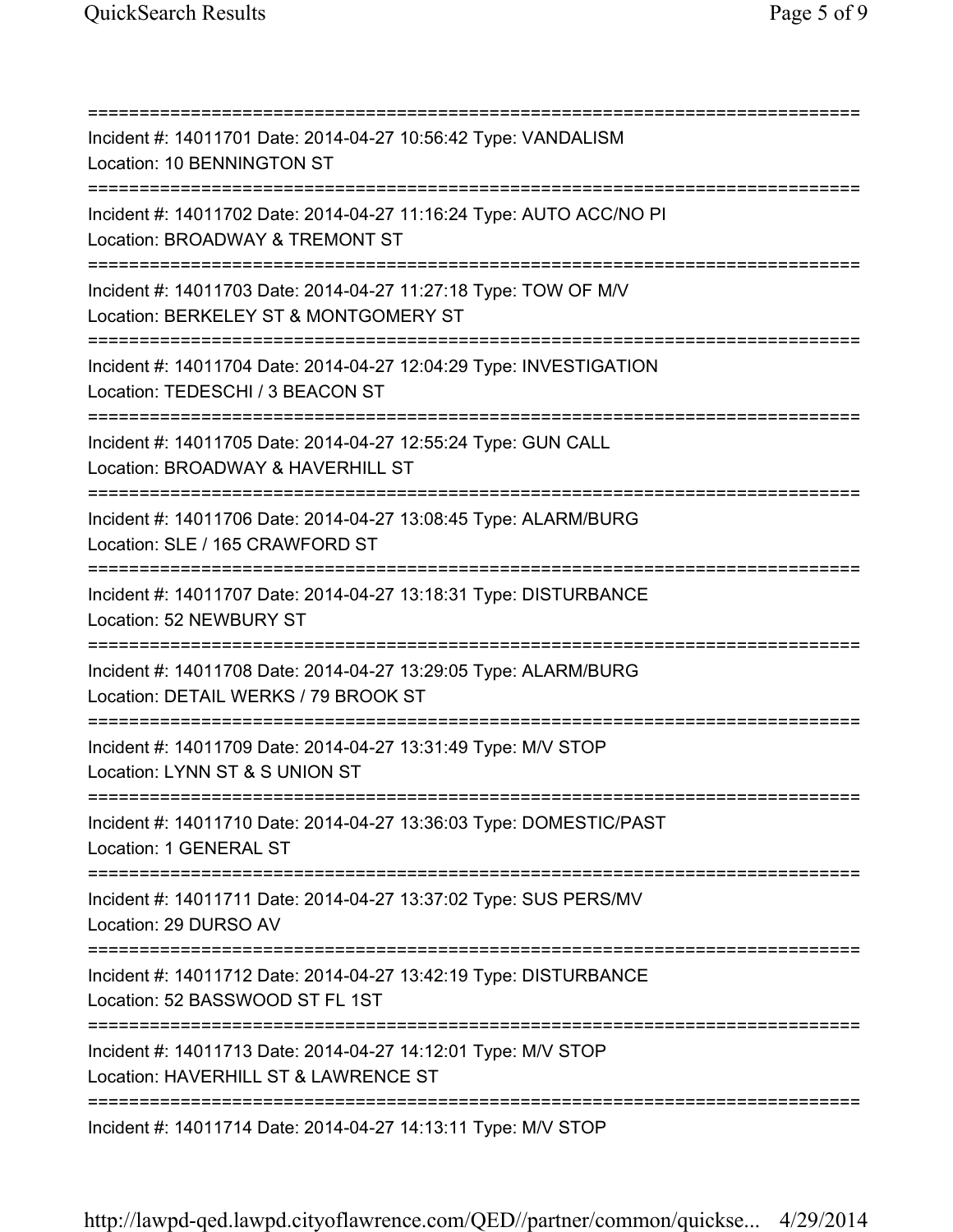===========================================================================
Incident #: 14011701 Date: 2014-04-27 10:56:42 Type: VANDALISM
Location: 10 BENNINGTON ST
===========================================================================
Incident #: 14011702 Date: 2014-04-27 11:16:24 Type: AUTO ACC/NO PI
Location: BROADWAY & TREMONT ST
===========================================================================
Incident #: 14011703 Date: 2014-04-27 11:27:18 Type: TOW OF M/V
Location: BERKELEY ST & MONTGOMERY ST
===========================================================================
Incident #: 14011704 Date: 2014-04-27 12:04:29 Type: INVESTIGATION
Location: TEDESCHI / 3 BEACON ST
===========================================================================
Incident #: 14011705 Date: 2014-04-27 12:55:24 Type: GUN CALL
Location: BROADWAY & HAVERHILL ST
===========================================================================
Incident #: 14011706 Date: 2014-04-27 13:08:45 Type: ALARM/BURG
Location: SLE / 165 CRAWFORD ST
===========================================================================
Incident #: 14011707 Date: 2014-04-27 13:18:31 Type: DISTURBANCE
Location: 52 NEWBURY ST
===========================================================================
Incident #: 14011708 Date: 2014-04-27 13:29:05 Type: ALARM/BURG
Location: DETAIL WERKS / 79 BROOK ST
===========================================================================
Incident #: 14011709 Date: 2014-04-27 13:31:49 Type: M/V STOP
Location: LYNN ST & S UNION ST
===========================================================================
Incident #: 14011710 Date: 2014-04-27 13:36:03 Type: DOMESTIC/PAST
Location: 1 GENERAL ST
===========================================================================
Incident #: 14011711 Date: 2014-04-27 13:37:02 Type: SUS PERS/MV
Location: 29 DURSO AV
===========================================================================
Incident #: 14011712 Date: 2014-04-27 13:42:19 Type: DISTURBANCE
Location: 52 BASSWOOD ST FL 1ST
===========================================================================
Incident #: 14011713 Date: 2014-04-27 14:12:01 Type: M/V STOP
Location: HAVERHILL ST & LAWRENCE ST
===========================================================================
Incident #: 14011714 Date: 2014-04-27 14:13:11 Type: M/V STOP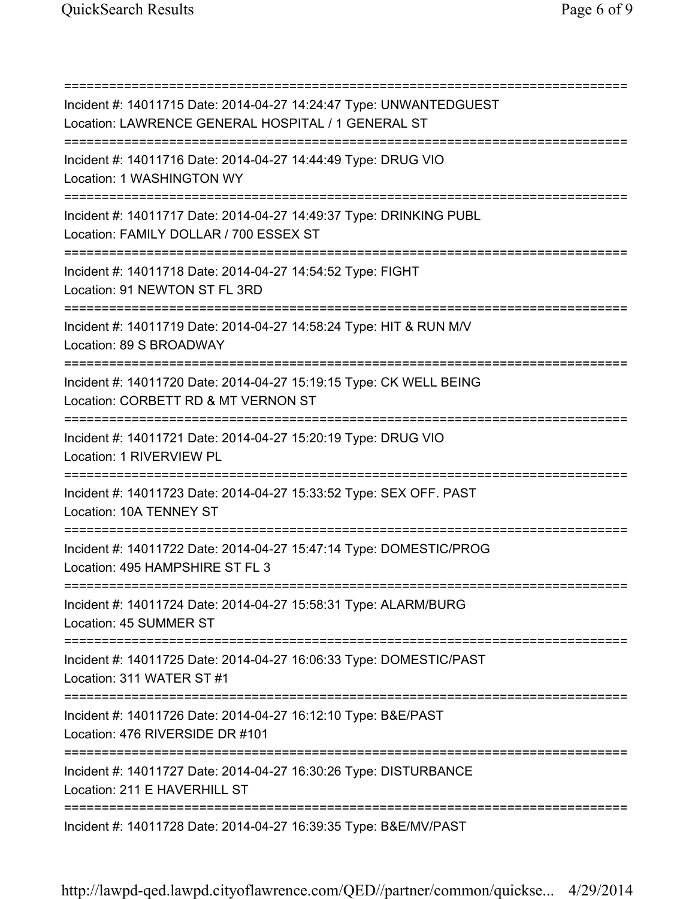===========================================================================
Incident #: 14011715 Date: 2014-04-27 14:24:47 Type: UNWANTEDGUEST
Location: LAWRENCE GENERAL HOSPITAL / 1 GENERAL ST
===========================================================================
Incident #: 14011716 Date: 2014-04-27 14:44:49 Type: DRUG VIO
Location: 1 WASHINGTON WY
===========================================================================
Incident #: 14011717 Date: 2014-04-27 14:49:37 Type: DRINKING PUBL
Location: FAMILY DOLLAR / 700 ESSEX ST
===========================================================================
Incident #: 14011718 Date: 2014-04-27 14:54:52 Type: FIGHT
Location: 91 NEWTON ST FL 3RD
===========================================================================
Incident #: 14011719 Date: 2014-04-27 14:58:24 Type: HIT & RUN M/V
Location: 89 S BROADWAY
===========================================================================
Incident #: 14011720 Date: 2014-04-27 15:19:15 Type: CK WELL BEING
Location: CORBETT RD & MT VERNON ST
===========================================================================
Incident #: 14011721 Date: 2014-04-27 15:20:19 Type: DRUG VIO
Location: 1 RIVERVIEW PL
===========================================================================
Incident #: 14011723 Date: 2014-04-27 15:33:52 Type: SEX OFF. PAST
Location: 10A TENNEY ST
===========================================================================
Incident #: 14011722 Date: 2014-04-27 15:47:14 Type: DOMESTIC/PROG
Location: 495 HAMPSHIRE ST FL 3
===========================================================================
Incident #: 14011724 Date: 2014-04-27 15:58:31 Type: ALARM/BURG
Location: 45 SUMMER ST
===========================================================================
Incident #: 14011725 Date: 2014-04-27 16:06:33 Type: DOMESTIC/PAST
Location: 311 WATER ST #1
===========================================================================
Incident #: 14011726 Date: 2014-04-27 16:12:10 Type: B&E/PAST
Location: 476 RIVERSIDE DR #101
===========================================================================
Incident #: 14011727 Date: 2014-04-27 16:30:26 Type: DISTURBANCE
Location: 211 E HAVERHILL ST
===========================================================================
Incident #: 14011728 Date: 2014-04-27 16:39:35 Type: B&E/MV/PAST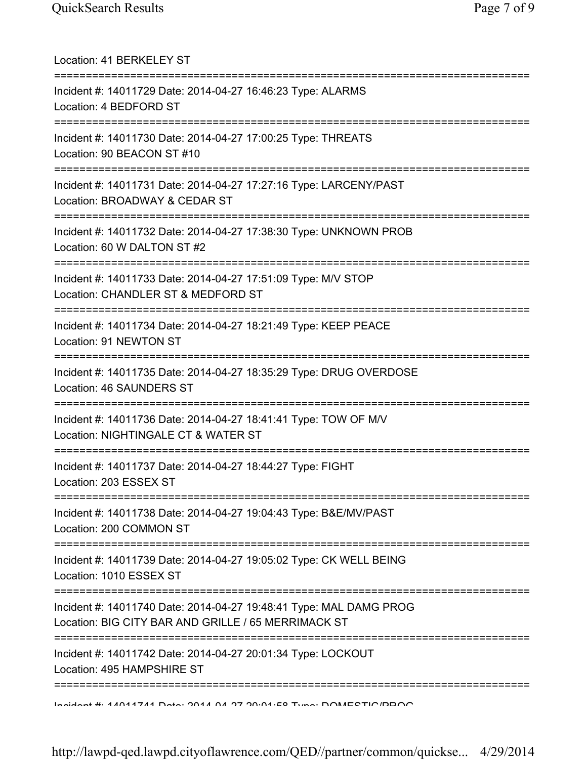Location: 41 BERKELEY ST

===========================================================================

Incident #: 14011729 Date: 2014-04-27 16:46:23 Type: ALARMS

Location: 4 BEDFORD ST

===========================================================================

Incident #: 14011730 Date: 2014-04-27 17:00:25 Type: THREATS

Location: 90 BEACON ST #10

===========================================================================

Incident #: 14011731 Date: 2014-04-27 17:27:16 Type: LARCENY/PAST

Location: BROADWAY & CEDAR ST

===========================================================================

Incident #: 14011732 Date: 2014-04-27 17:38:30 Type: UNKNOWN PROB

Location: 60 W DALTON ST #2

===========================================================================

Incident #: 14011733 Date: 2014-04-27 17:51:09 Type: M/V STOP

Location: CHANDLER ST & MEDFORD ST

===========================================================================

Incident #: 14011734 Date: 2014-04-27 18:21:49 Type: KEEP PEACE

Location: 91 NEWTON ST

===========================================================================

Incident #: 14011735 Date: 2014-04-27 18:35:29 Type: DRUG OVERDOSE

Location: 46 SAUNDERS ST

===========================================================================

Incident #: 14011736 Date: 2014-04-27 18:41:41 Type: TOW OF M/V

Location: NIGHTINGALE CT & WATER ST

===========================================================================

Incident #: 14011737 Date: 2014-04-27 18:44:27 Type: FIGHT

Location: 203 ESSEX ST

===========================================================================

Incident #: 14011738 Date: 2014-04-27 19:04:43 Type: B&E/MV/PAST

Location: 200 COMMON ST

===========================================================================

Incident #: 14011739 Date: 2014-04-27 19:05:02 Type: CK WELL BEING

Location: 1010 ESSEX ST

===========================================================================

Incident #: 14011740 Date: 2014-04-27 19:48:41 Type: MAL DAMG PROG

Location: BIG CITY BAR AND GRILLE / 65 MERRIMACK ST

===========================================================================

Incident #: 14011742 Date: 2014-04-27 20:01:34 Type: LOCKOUT

Location: 495 HAMPSHIRE ST

===========================================================================

Incident #: 14011741 Date: 2014-04-27 20:01:58 Type: DOMESTIC/PROG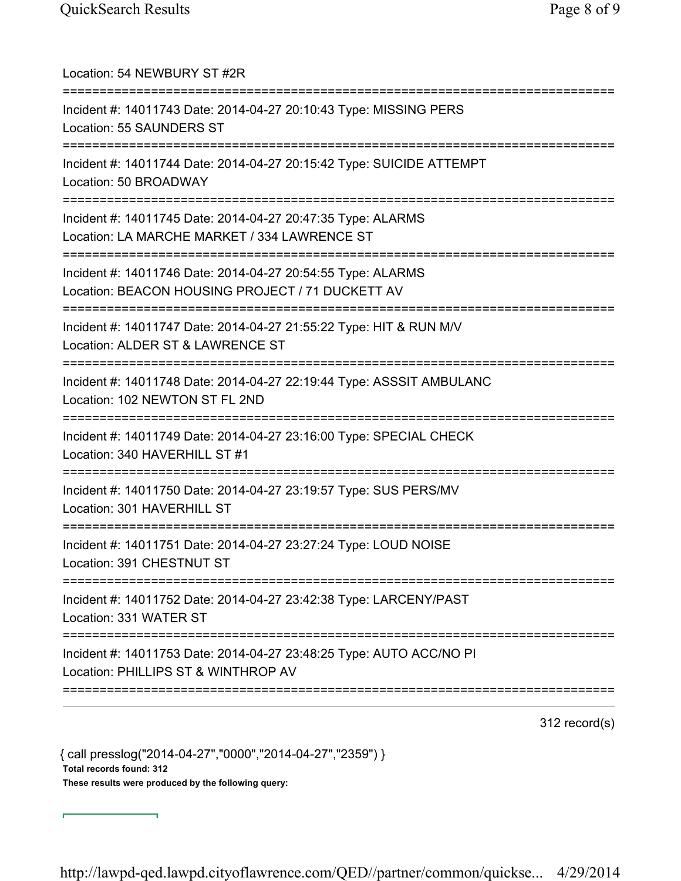Location: 54 NEWBURY ST #2R

===========================================================================

Incident #: 14011743 Date: 2014-04-27 20:10:43 Type: MISSING PERS
Location: 55 SAUNDERS ST

===========================================================================

Incident #: 14011744 Date: 2014-04-27 20:15:42 Type: SUICIDE ATTEMPT
Location: 50 BROADWAY

===========================================================================

Incident #: 14011745 Date: 2014-04-27 20:47:35 Type: ALARMS
Location: LA MARCHE MARKET / 334 LAWRENCE ST

===========================================================================

Incident #: 14011746 Date: 2014-04-27 20:54:55 Type: ALARMS
Location: BEACON HOUSING PROJECT / 71 DUCKETT AV

===========================================================================

Incident #: 14011747 Date: 2014-04-27 21:55:22 Type: HIT & RUN M/V
Location: ALDER ST & LAWRENCE ST

===========================================================================

Incident #: 14011748 Date: 2014-04-27 22:19:44 Type: ASSSIT AMBULANC
Location: 102 NEWTON ST FL 2ND

===========================================================================

Incident #: 14011749 Date: 2014-04-27 23:16:00 Type: SPECIAL CHECK
Location: 340 HAVERHILL ST #1

===========================================================================

Incident #: 14011750 Date: 2014-04-27 23:19:57 Type: SUS PERS/MV
Location: 301 HAVERHILL ST

===========================================================================

Incident #: 14011751 Date: 2014-04-27 23:27:24 Type: LOUD NOISE
Location: 391 CHESTNUT ST

===========================================================================

Incident #: 14011752 Date: 2014-04-27 23:42:38 Type: LARCENY/PAST
Location: 331 WATER ST

===========================================================================

Incident #: 14011753 Date: 2014-04-27 23:48:25 Type: AUTO ACC/NO PI
Location: PHILLIPS ST & WINTHROP AV

===========================================================================

312 record(s)

{ call presslog("2014-04-27","0000","2014-04-27","2359") }

**Total records found: 312**

**These results were produced by the following query:**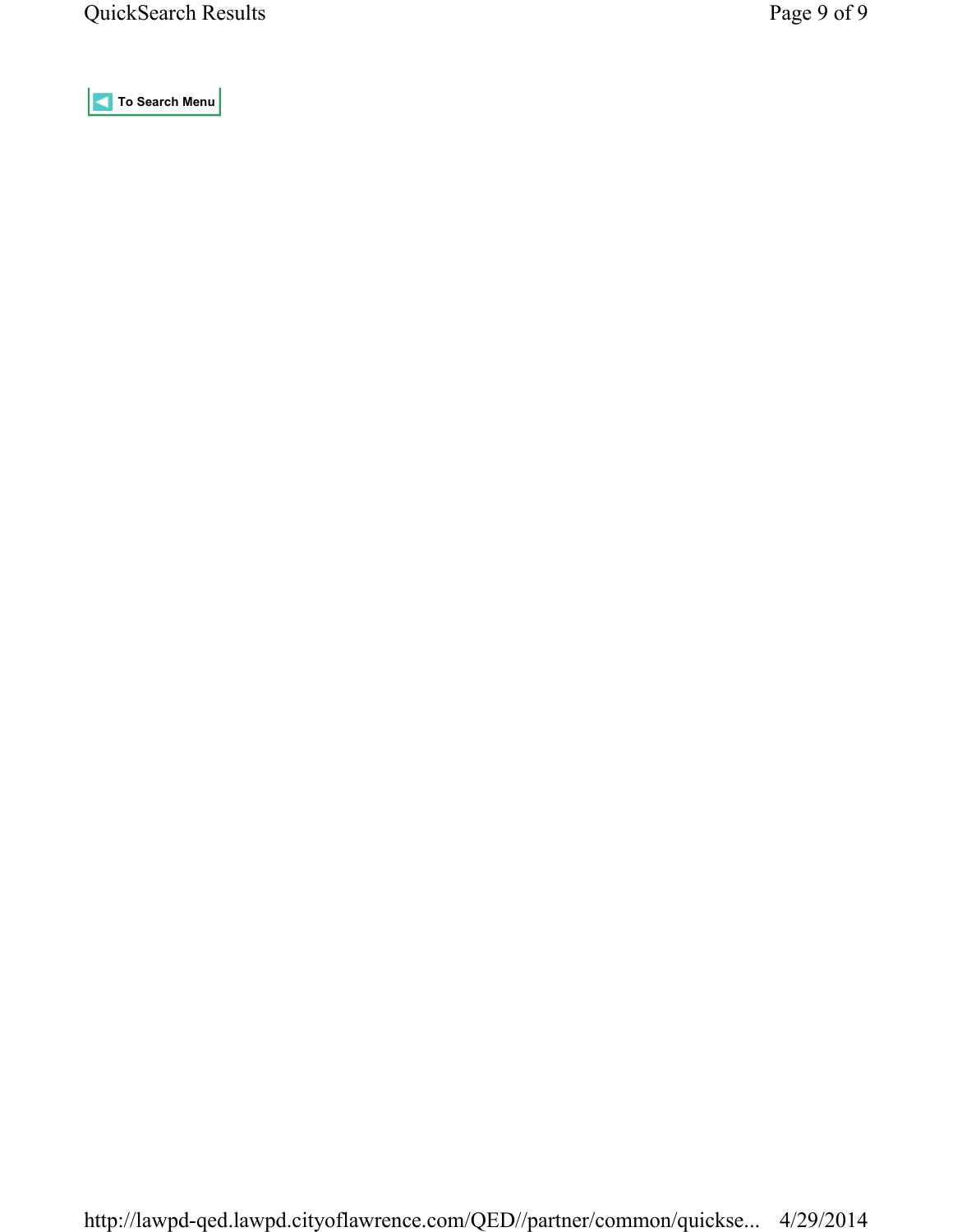To Search Menu